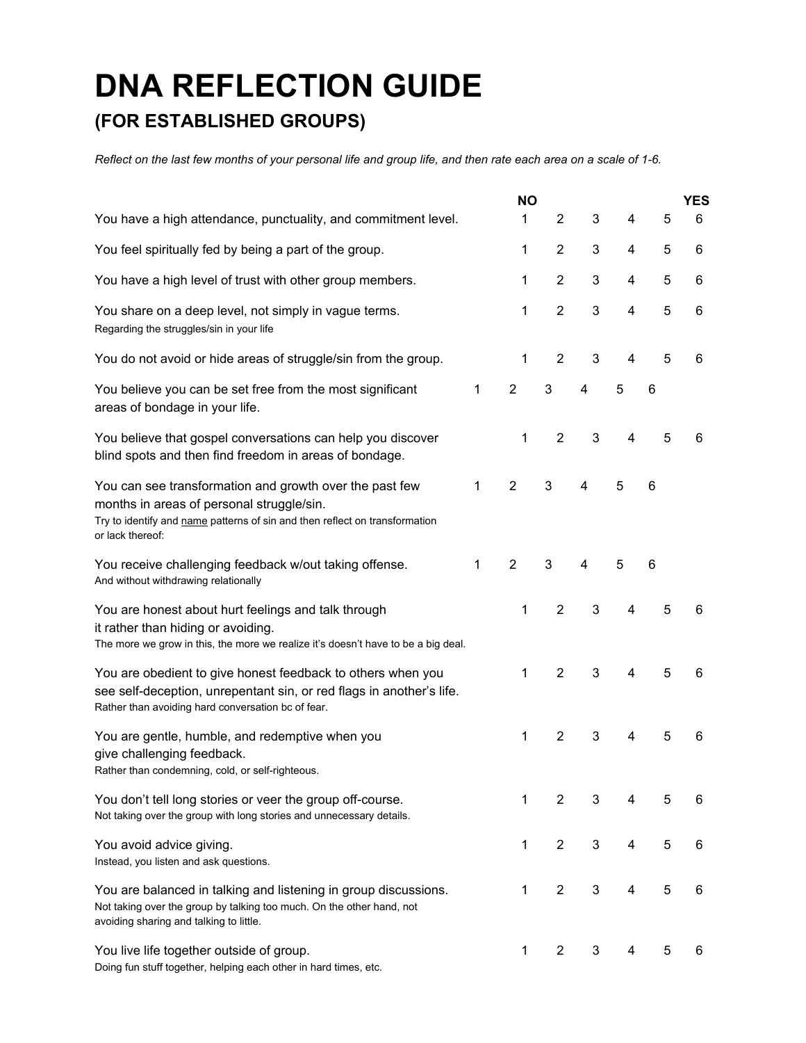# DNA REFLECTION GUIDE

## (FOR ESTABLISHED GROUPS)

*Reflect on the last few months of your personal life and group life, and then rate each area on a scale of 1-6.*

| | NO | | | | | YES |
|---|---|---|---|---|---|---|
| You have a high attendance, punctuality, and commitment level. | 1 | 2 | 3 | 4 | 5 | 6 |
| You feel spiritually fed by being a part of the group. | 1 | 2 | 3 | 4 | 5 | 6 |
| You have a high level of trust with other group members. | 1 | 2 | 3 | 4 | 5 | 6 |
| You share on a deep level, not simply in vague terms.<br>Regarding the struggles/sin in your life | 1 | 2 | 3 | 4 | 5 | 6 |
| You do not avoid or hide areas of struggle/sin from the group. | 1 | 2 | 3 | 4 | 5 | 6 |
| You believe you can be set free from the most significant areas of bondage in your life. | 1 | 2 | 3 | 4 | 5 | 6 |
| You believe that gospel conversations can help you discover blind spots and then find freedom in areas of bondage. | 1 | 2 | 3 | 4 | 5 | 6 |
| You can see transformation and growth over the past few months in areas of personal struggle/sin.<br>Try to identify and <u>name</u> patterns of sin and then reflect on transformation or lack thereof: | 1 | 2 | 3 | 4 | 5 | 6 |
| You receive challenging feedback w/out taking offense.<br>And without withdrawing relationally | 1 | 2 | 3 | 4 | 5 | 6 |
| You are honest about hurt feelings and talk through it rather than hiding or avoiding.<br>The more we grow in this, the more we realize it's doesn't have to be a big deal. | 1 | 2 | 3 | 4 | 5 | 6 |
| You are obedient to give honest feedback to others when you see self-deception, unrepentant sin, or red flags in another's life.<br>Rather than avoiding hard conversation bc of fear. | 1 | 2 | 3 | 4 | 5 | 6 |
| You are gentle, humble, and redemptive when you give challenging feedback.<br>Rather than condemning, cold, or self-righteous. | 1 | 2 | 3 | 4 | 5 | 6 |
| You don't tell long stories or veer the group off-course.<br>Not taking over the group with long stories and unnecessary details. | 1 | 2 | 3 | 4 | 5 | 6 |
| You avoid advice giving.<br>Instead, you listen and ask questions. | 1 | 2 | 3 | 4 | 5 | 6 |
| You are balanced in talking and listening in group discussions.<br>Not taking over the group by talking too much. On the other hand, not avoiding sharing and talking to little. | 1 | 2 | 3 | 4 | 5 | 6 |
| You live life together outside of group.<br>Doing fun stuff together, helping each other in hard times, etc. | 1 | 2 | 3 | 4 | 5 | 6 |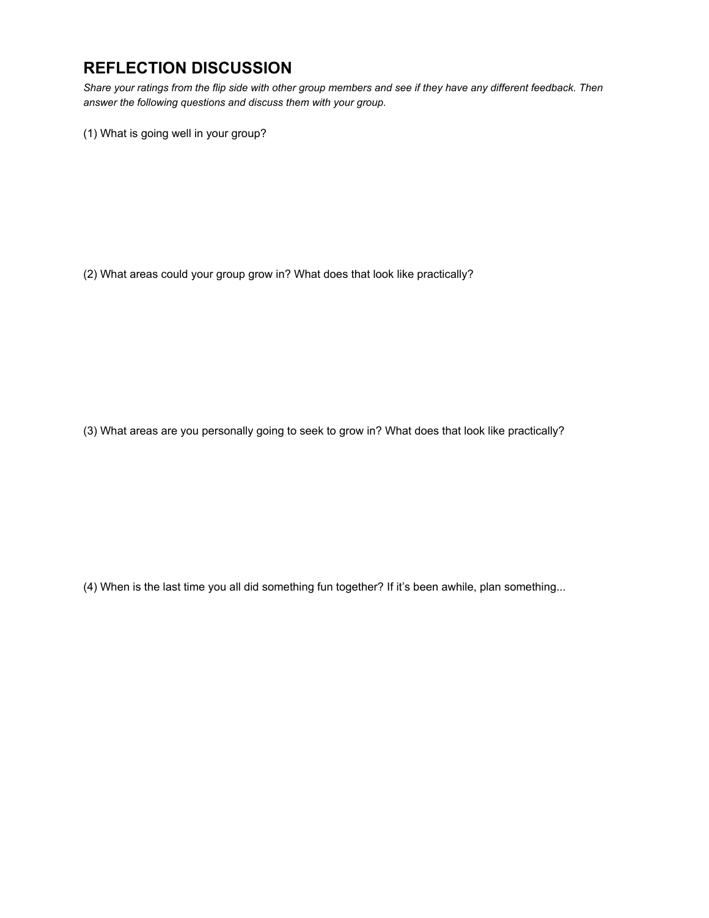# REFLECTION DISCUSSION

*Share your ratings from the flip side with other group members and see if they have any different feedback. Then answer the following questions and discuss them with your group.*

(1) What is going well in your group?

(2) What areas could your group grow in? What does that look like practically?

(3) What areas are you personally going to seek to grow in? What does that look like practically?

(4) When is the last time you all did something fun together? If it's been awhile, plan something...